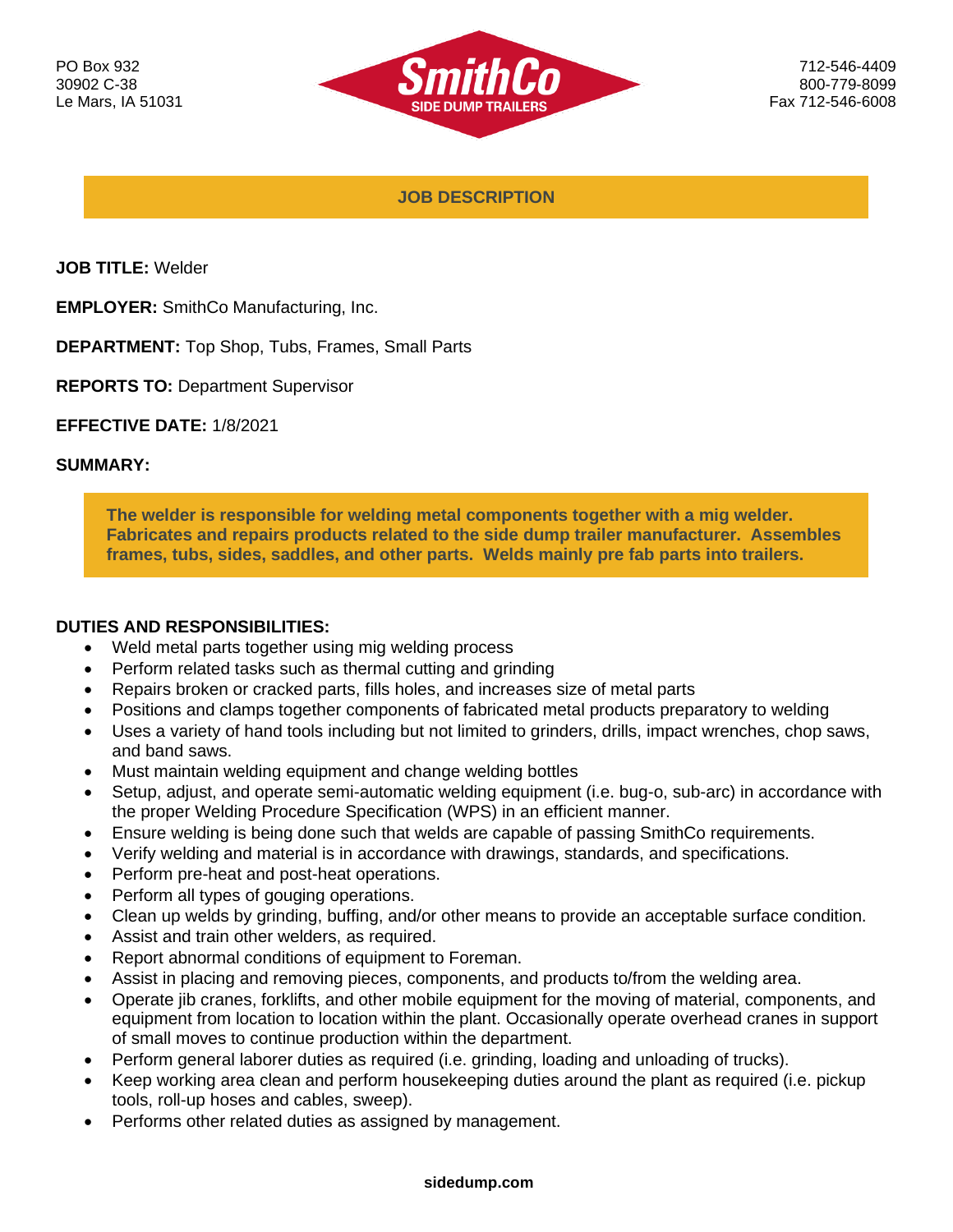PO Box 932
30902 C-38
Le Mars, IA 51031

**SmithCo**
**SIDE DUMP TRAILERS**

712-546-4409
800-779-8099
Fax 712-546-6008

## JOB DESCRIPTION

**JOB TITLE:** Welder

**EMPLOYER:** SmithCo Manufacturing, Inc.

**DEPARTMENT:** Top Shop, Tubs, Frames, Small Parts

**REPORTS TO:** Department Supervisor

**EFFECTIVE DATE:** 1/8/2021

**SUMMARY:**

**The welder is responsible for welding metal components together with a mig welder. Fabricates and repairs products related to the side dump trailer manufacturer. Assembles frames, tubs, sides, saddles, and other parts. Welds mainly pre fab parts into trailers.**

**DUTIES AND RESPONSIBILITIES:**

- Weld metal parts together using mig welding process
- Perform related tasks such as thermal cutting and grinding
- Repairs broken or cracked parts, fills holes, and increases size of metal parts
- Positions and clamps together components of fabricated metal products preparatory to welding
- Uses a variety of hand tools including but not limited to grinders, drills, impact wrenches, chop saws, and band saws.
- Must maintain welding equipment and change welding bottles
- Setup, adjust, and operate semi-automatic welding equipment (i.e. bug-o, sub-arc) in accordance with the proper Welding Procedure Specification (WPS) in an efficient manner.
- Ensure welding is being done such that welds are capable of passing SmithCo requirements.
- Verify welding and material is in accordance with drawings, standards, and specifications.
- Perform pre-heat and post-heat operations.
- Perform all types of gouging operations.
- Clean up welds by grinding, buffing, and/or other means to provide an acceptable surface condition.
- Assist and train other welders, as required.
- Report abnormal conditions of equipment to Foreman.
- Assist in placing and removing pieces, components, and products to/from the welding area.
- Operate jib cranes, forklifts, and other mobile equipment for the moving of material, components, and equipment from location to location within the plant. Occasionally operate overhead cranes in support of small moves to continue production within the department.
- Perform general laborer duties as required (i.e. grinding, loading and unloading of trucks).
- Keep working area clean and perform housekeeping duties around the plant as required (i.e. pickup tools, roll-up hoses and cables, sweep).
- Performs other related duties as assigned by management.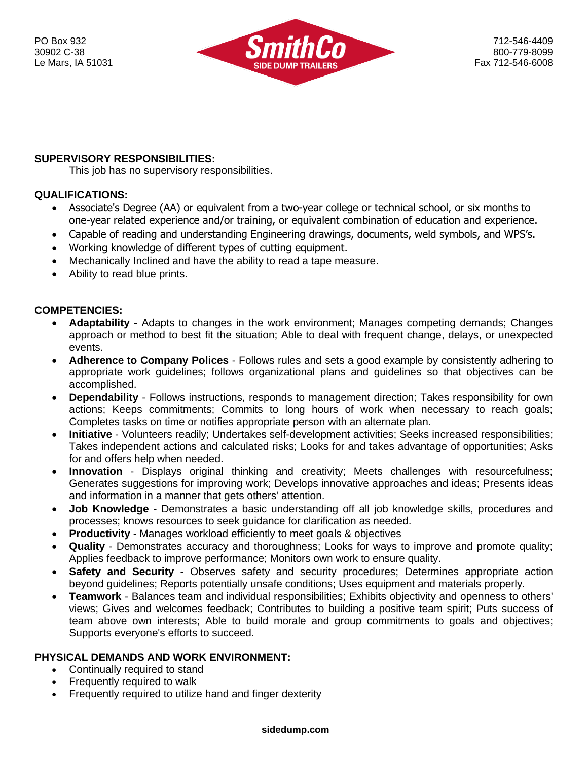## SUPERVISORY RESPONSIBILITIES:

This job has no supervisory responsibilities.

## QUALIFICATIONS:

- Associate's Degree (AA) or equivalent from a two-year college or technical school, or six months to one-year related experience and/or training, or equivalent combination of education and experience.
- Capable of reading and understanding Engineering drawings, documents, weld symbols, and WPS's.
- Working knowledge of different types of cutting equipment.
- Mechanically Inclined and have the ability to read a tape measure.
- Ability to read blue prints.

## COMPETENCIES:

- **Adaptability** - Adapts to changes in the work environment; Manages competing demands; Changes approach or method to best fit the situation; Able to deal with frequent change, delays, or unexpected events.
- **Adherence to Company Polices** - Follows rules and sets a good example by consistently adhering to appropriate work guidelines; follows organizational plans and guidelines so that objectives can be accomplished.
- **Dependability** - Follows instructions, responds to management direction; Takes responsibility for own actions; Keeps commitments; Commits to long hours of work when necessary to reach goals; Completes tasks on time or notifies appropriate person with an alternate plan.
- **Initiative** - Volunteers readily; Undertakes self-development activities; Seeks increased responsibilities; Takes independent actions and calculated risks; Looks for and takes advantage of opportunities; Asks for and offers help when needed.
- **Innovation** - Displays original thinking and creativity; Meets challenges with resourcefulness; Generates suggestions for improving work; Develops innovative approaches and ideas; Presents ideas and information in a manner that gets others' attention.
- **Job Knowledge** - Demonstrates a basic understanding off all job knowledge skills, procedures and processes; knows resources to seek guidance for clarification as needed.
- **Productivity** - Manages workload efficiently to meet goals & objectives
- **Quality** - Demonstrates accuracy and thoroughness; Looks for ways to improve and promote quality; Applies feedback to improve performance; Monitors own work to ensure quality.
- **Safety and Security** - Observes safety and security procedures; Determines appropriate action beyond guidelines; Reports potentially unsafe conditions; Uses equipment and materials properly.
- **Teamwork** - Balances team and individual responsibilities; Exhibits objectivity and openness to others' views; Gives and welcomes feedback; Contributes to building a positive team spirit; Puts success of team above own interests; Able to build morale and group commitments to goals and objectives; Supports everyone's efforts to succeed.

## PHYSICAL DEMANDS AND WORK ENVIRONMENT:

- Continually required to stand
- Frequently required to walk
- Frequently required to utilize hand and finger dexterity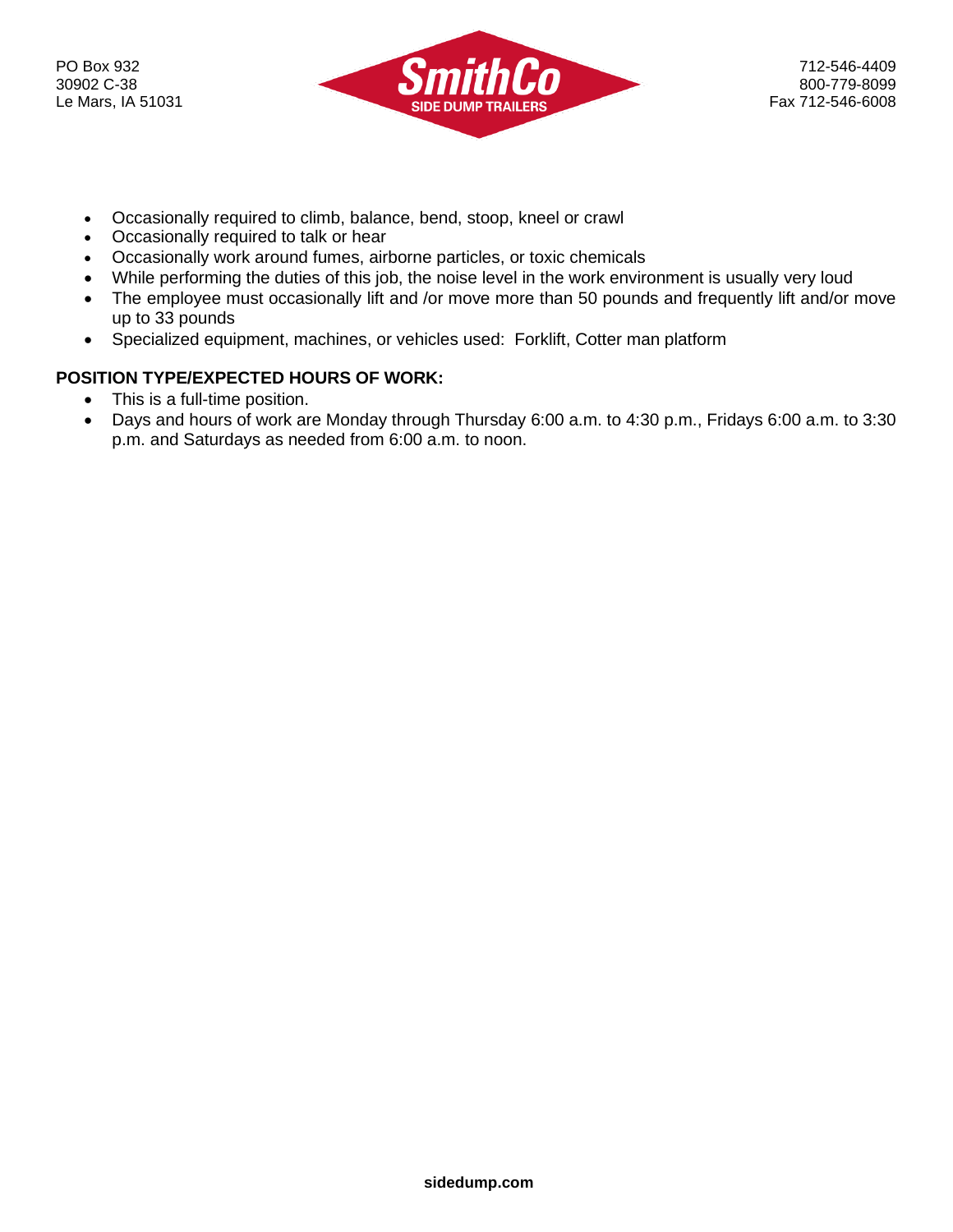- Occasionally required to climb, balance, bend, stoop, kneel or crawl
- Occasionally required to talk or hear
- Occasionally work around fumes, airborne particles, or toxic chemicals
- While performing the duties of this job, the noise level in the work environment is usually very loud
- The employee must occasionally lift and /or move more than 50 pounds and frequently lift and/or move up to 33 pounds
- Specialized equipment, machines, or vehicles used: Forklift, Cotter man platform

**POSITION TYPE/EXPECTED HOURS OF WORK:**

- This is a full-time position.
- Days and hours of work are Monday through Thursday 6:00 a.m. to 4:30 p.m., Fridays 6:00 a.m. to 3:30 p.m. and Saturdays as needed from 6:00 a.m. to noon.